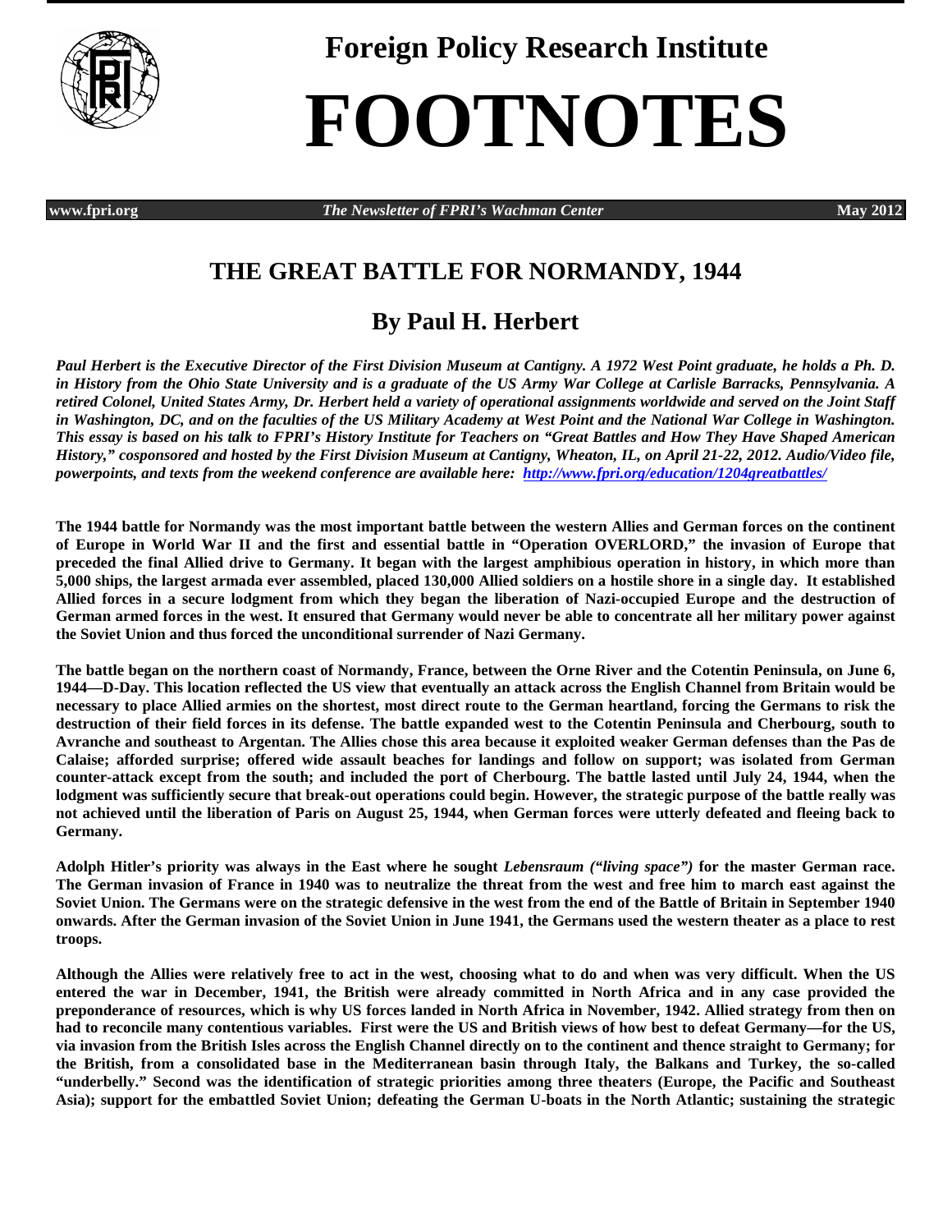# Foreign Policy Research Institute

# FOOTNOTES

www.fpri.org *The Newsletter of FPRI's Wachman Center* May 2012

## THE GREAT BATTLE FOR NORMANDY, 1944

## By Paul H. Herbert

***Paul Herbert is the Executive Director of the First Division Museum at Cantigny. A 1972 West Point graduate, he holds a Ph. D. in History from the Ohio State University and is a graduate of the US Army War College at Carlisle Barracks, Pennsylvania. A retired Colonel, United States Army, Dr. Herbert held a variety of operational assignments worldwide and served on the Joint Staff in Washington, DC, and on the faculties of the US Military Academy at West Point and the National War College in Washington. This essay is based on his talk to FPRI's History Institute for Teachers on "Great Battles and How They Have Shaped American History," cosponsored and hosted by the First Division Museum at Cantigny, Wheaton, IL, on April 21-22, 2012. Audio/Video file, powerpoints, and texts from the weekend conference are available here: http://www.fpri.org/education/1204greatbattles/***

**The 1944 battle for Normandy was the most important battle between the western Allies and German forces on the continent of Europe in World War II and the first and essential battle in "Operation OVERLORD," the invasion of Europe that preceded the final Allied drive to Germany. It began with the largest amphibious operation in history, in which more than 5,000 ships, the largest armada ever assembled, placed 130,000 Allied soldiers on a hostile shore in a single day. It established Allied forces in a secure lodgment from which they began the liberation of Nazi-occupied Europe and the destruction of German armed forces in the west. It ensured that Germany would never be able to concentrate all her military power against the Soviet Union and thus forced the unconditional surrender of Nazi Germany.**

**The battle began on the northern coast of Normandy, France, between the Orne River and the Cotentin Peninsula, on June 6, 1944—D-Day. This location reflected the US view that eventually an attack across the English Channel from Britain would be necessary to place Allied armies on the shortest, most direct route to the German heartland, forcing the Germans to risk the destruction of their field forces in its defense. The battle expanded west to the Cotentin Peninsula and Cherbourg, south to Avranche and southeast to Argentan. The Allies chose this area because it exploited weaker German defenses than the Pas de Calaise; afforded surprise; offered wide assault beaches for landings and follow on support; was isolated from German counter-attack except from the south; and included the port of Cherbourg. The battle lasted until July 24, 1944, when the lodgment was sufficiently secure that break-out operations could begin. However, the strategic purpose of the battle really was not achieved until the liberation of Paris on August 25, 1944, when German forces were utterly defeated and fleeing back to Germany.**

**Adolph Hitler's priority was always in the East where he sought *Lebensraum ("living space")* for the master German race. The German invasion of France in 1940 was to neutralize the threat from the west and free him to march east against the Soviet Union. The Germans were on the strategic defensive in the west from the end of the Battle of Britain in September 1940 onwards. After the German invasion of the Soviet Union in June 1941, the Germans used the western theater as a place to rest troops.**

**Although the Allies were relatively free to act in the west, choosing what to do and when was very difficult. When the US entered the war in December, 1941, the British were already committed in North Africa and in any case provided the preponderance of resources, which is why US forces landed in North Africa in November, 1942. Allied strategy from then on had to reconcile many contentious variables. First were the US and British views of how best to defeat Germany—for the US, via invasion from the British Isles across the English Channel directly on to the continent and thence straight to Germany; for the British, from a consolidated base in the Mediterranean basin through Italy, the Balkans and Turkey, the so-called "underbelly." Second was the identification of strategic priorities among three theaters (Europe, the Pacific and Southeast Asia); support for the embattled Soviet Union; defeating the German U-boats in the North Atlantic; sustaining the strategic**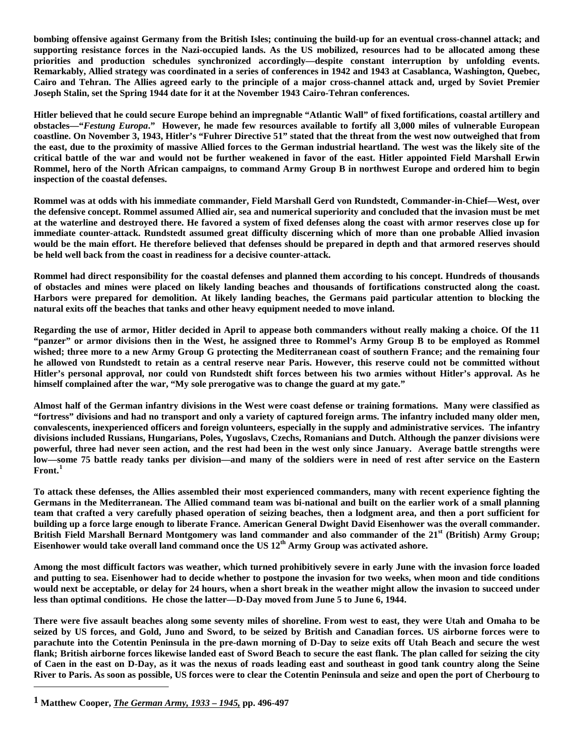**bombing offensive against Germany from the British Isles; continuing the build-up for an eventual cross-channel attack; and supporting resistance forces in the Nazi-occupied lands. As the US mobilized, resources had to be allocated among these priorities and production schedules synchronized accordingly—despite constant interruption by unfolding events. Remarkably, Allied strategy was coordinated in a series of conferences in 1942 and 1943 at Casablanca, Washington, Quebec, Cairo and Tehran. The Allies agreed early to the principle of a major cross-channel attack and, urged by Soviet Premier Joseph Stalin, set the Spring 1944 date for it at the November 1943 Cairo-Tehran conferences.**

**Hitler believed that he could secure Europe behind an impregnable "Atlantic Wall" of fixed fortifications, coastal artillery and obstacles—"*Festung Europa*." However, he made few resources available to fortify all 3,000 miles of vulnerable European coastline. On November 3, 1943, Hitler's "Fuhrer Directive 51" stated that the threat from the west now outweighed that from the east, due to the proximity of massive Allied forces to the German industrial heartland. The west was the likely site of the critical battle of the war and would not be further weakened in favor of the east. Hitler appointed Field Marshall Erwin Rommel, hero of the North African campaigns, to command Army Group B in northwest Europe and ordered him to begin inspection of the coastal defenses.**

**Rommel was at odds with his immediate commander, Field Marshall Gerd von Rundstedt, Commander-in-Chief—West, over the defensive concept. Rommel assumed Allied air, sea and numerical superiority and concluded that the invasion must be met at the waterline and destroyed there. He favored a system of fixed defenses along the coast with armor reserves close up for immediate counter-attack. Rundstedt assumed great difficulty discerning which of more than one probable Allied invasion would be the main effort. He therefore believed that defenses should be prepared in depth and that armored reserves should be held well back from the coast in readiness for a decisive counter-attack.**

**Rommel had direct responsibility for the coastal defenses and planned them according to his concept. Hundreds of thousands of obstacles and mines were placed on likely landing beaches and thousands of fortifications constructed along the coast. Harbors were prepared for demolition. At likely landing beaches, the Germans paid particular attention to blocking the natural exits off the beaches that tanks and other heavy equipment needed to move inland.**

**Regarding the use of armor, Hitler decided in April to appease both commanders without really making a choice. Of the 11 "panzer" or armor divisions then in the West, he assigned three to Rommel's Army Group B to be employed as Rommel wished; three more to a new Army Group G protecting the Mediterranean coast of southern France; and the remaining four he allowed von Rundstedt to retain as a central reserve near Paris. However, this reserve could not be committed without Hitler's personal approval, nor could von Rundstedt shift forces between his two armies without Hitler's approval. As he himself complained after the war, "My sole prerogative was to change the guard at my gate."**

**Almost half of the German infantry divisions in the West were coast defense or training formations. Many were classified as "fortress" divisions and had no transport and only a variety of captured foreign arms. The infantry included many older men, convalescents, inexperienced officers and foreign volunteers, especially in the supply and administrative services. The infantry divisions included Russians, Hungarians, Poles, Yugoslavs, Czechs, Romanians and Dutch. Although the panzer divisions were powerful, three had never seen action, and the rest had been in the west only since January. Average battle strengths were low—some 75 battle ready tanks per division—and many of the soldiers were in need of rest after service on the Eastern Front.[1]**

**To attack these defenses, the Allies assembled their most experienced commanders, many with recent experience fighting the Germans in the Mediterranean. The Allied command team was bi-national and built on the earlier work of a small planning team that crafted a very carefully phased operation of seizing beaches, then a lodgment area, and then a port sufficient for building up a force large enough to liberate France. American General Dwight David Eisenhower was the overall commander. British Field Marshall Bernard Montgomery was land commander and also commander of the 21st (British) Army Group; Eisenhower would take overall land command once the US 12th Army Group was activated ashore.**

**Among the most difficult factors was weather, which turned prohibitively severe in early June with the invasion force loaded and putting to sea. Eisenhower had to decide whether to postpone the invasion for two weeks, when moon and tide conditions would next be acceptable, or delay for 24 hours, when a short break in the weather might allow the invasion to succeed under less than optimal conditions. He chose the latter—D-Day moved from June 5 to June 6, 1944.**

**There were five assault beaches along some seventy miles of shoreline. From west to east, they were Utah and Omaha to be seized by US forces, and Gold, Juno and Sword, to be seized by British and Canadian forces. US airborne forces were to parachute into the Cotentin Peninsula in the pre-dawn morning of D-Day to seize exits off Utah Beach and secure the west flank; British airborne forces likewise landed east of Sword Beach to secure the east flank. The plan called for seizing the city of Caen in the east on D-Day, as it was the nexus of roads leading east and southeast in good tank country along the Seine River to Paris. As soon as possible, US forces were to clear the Cotentin Peninsula and seize and open the port of Cherbourg to**

---

**1 Matthew Cooper, *The German Army, 1933 – 1945,* pp. 496-497**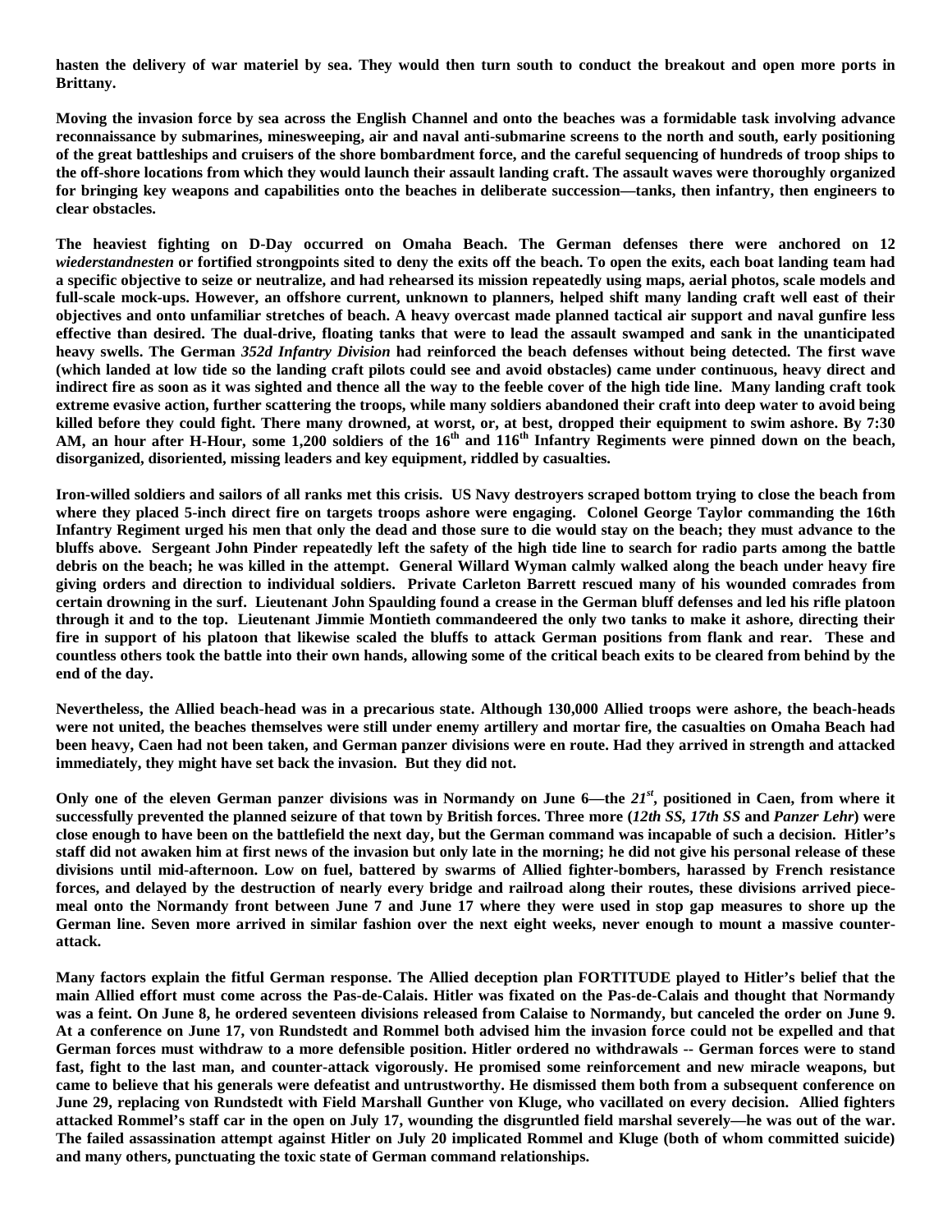**hasten the delivery of war materiel by sea. They would then turn south to conduct the breakout and open more ports in Brittany.**

**Moving the invasion force by sea across the English Channel and onto the beaches was a formidable task involving advance reconnaissance by submarines, minesweeping, air and naval anti-submarine screens to the north and south, early positioning of the great battleships and cruisers of the shore bombardment force, and the careful sequencing of hundreds of troop ships to the off-shore locations from which they would launch their assault landing craft. The assault waves were thoroughly organized for bringing key weapons and capabilities onto the beaches in deliberate succession—tanks, then infantry, then engineers to clear obstacles.**

**The heaviest fighting on D-Day occurred on Omaha Beach. The German defenses there were anchored on 12 *wiederstandnesten* or fortified strongpoints sited to deny the exits off the beach. To open the exits, each boat landing team had a specific objective to seize or neutralize, and had rehearsed its mission repeatedly using maps, aerial photos, scale models and full-scale mock-ups. However, an offshore current, unknown to planners, helped shift many landing craft well east of their objectives and onto unfamiliar stretches of beach. A heavy overcast made planned tactical air support and naval gunfire less effective than desired. The dual-drive, floating tanks that were to lead the assault swamped and sank in the unanticipated heavy swells. The German *352d Infantry Division* had reinforced the beach defenses without being detected. The first wave (which landed at low tide so the landing craft pilots could see and avoid obstacles) came under continuous, heavy direct and indirect fire as soon as it was sighted and thence all the way to the feeble cover of the high tide line. Many landing craft took extreme evasive action, further scattering the troops, while many soldiers abandoned their craft into deep water to avoid being killed before they could fight. There many drowned, at worst, or, at best, dropped their equipment to swim ashore. By 7:30 AM, an hour after H-Hour, some 1,200 soldiers of the 16th and 116th Infantry Regiments were pinned down on the beach, disorganized, disoriented, missing leaders and key equipment, riddled by casualties.**

**Iron-willed soldiers and sailors of all ranks met this crisis. US Navy destroyers scraped bottom trying to close the beach from where they placed 5-inch direct fire on targets troops ashore were engaging. Colonel George Taylor commanding the 16th Infantry Regiment urged his men that only the dead and those sure to die would stay on the beach; they must advance to the bluffs above. Sergeant John Pinder repeatedly left the safety of the high tide line to search for radio parts among the battle debris on the beach; he was killed in the attempt. General Willard Wyman calmly walked along the beach under heavy fire giving orders and direction to individual soldiers. Private Carleton Barrett rescued many of his wounded comrades from certain drowning in the surf. Lieutenant John Spaulding found a crease in the German bluff defenses and led his rifle platoon through it and to the top. Lieutenant Jimmie Montieth commandeered the only two tanks to make it ashore, directing their fire in support of his platoon that likewise scaled the bluffs to attack German positions from flank and rear. These and countless others took the battle into their own hands, allowing some of the critical beach exits to be cleared from behind by the end of the day.**

**Nevertheless, the Allied beach-head was in a precarious state. Although 130,000 Allied troops were ashore, the beach-heads were not united, the beaches themselves were still under enemy artillery and mortar fire, the casualties on Omaha Beach had been heavy, Caen had not been taken, and German panzer divisions were en route. Had they arrived in strength and attacked immediately, they might have set back the invasion. But they did not.**

**Only one of the eleven German panzer divisions was in Normandy on June 6—the *21st*, positioned in Caen, from where it successfully prevented the planned seizure of that town by British forces. Three more (*12th SS*, *17th SS* and *Panzer Lehr*) were close enough to have been on the battlefield the next day, but the German command was incapable of such a decision. Hitler's staff did not awaken him at first news of the invasion but only late in the morning; he did not give his personal release of these divisions until mid-afternoon. Low on fuel, battered by swarms of Allied fighter-bombers, harassed by French resistance forces, and delayed by the destruction of nearly every bridge and railroad along their routes, these divisions arrived piece-meal onto the Normandy front between June 7 and June 17 where they were used in stop gap measures to shore up the German line. Seven more arrived in similar fashion over the next eight weeks, never enough to mount a massive counter-attack.**

**Many factors explain the fitful German response. The Allied deception plan FORTITUDE played to Hitler's belief that the main Allied effort must come across the Pas-de-Calais. Hitler was fixated on the Pas-de-Calais and thought that Normandy was a feint. On June 8, he ordered seventeen divisions released from Calaise to Normandy, but canceled the order on June 9. At a conference on June 17, von Rundstedt and Rommel both advised him the invasion force could not be expelled and that German forces must withdraw to a more defensible position. Hitler ordered no withdrawals -- German forces were to stand fast, fight to the last man, and counter-attack vigorously. He promised some reinforcement and new miracle weapons, but came to believe that his generals were defeatist and untrustworthy. He dismissed them both from a subsequent conference on June 29, replacing von Rundstedt with Field Marshall Gunther von Kluge, who vacillated on every decision. Allied fighters attacked Rommel's staff car in the open on July 17, wounding the disgruntled field marshal severely—he was out of the war. The failed assassination attempt against Hitler on July 20 implicated Rommel and Kluge (both of whom committed suicide) and many others, punctuating the toxic state of German command relationships.**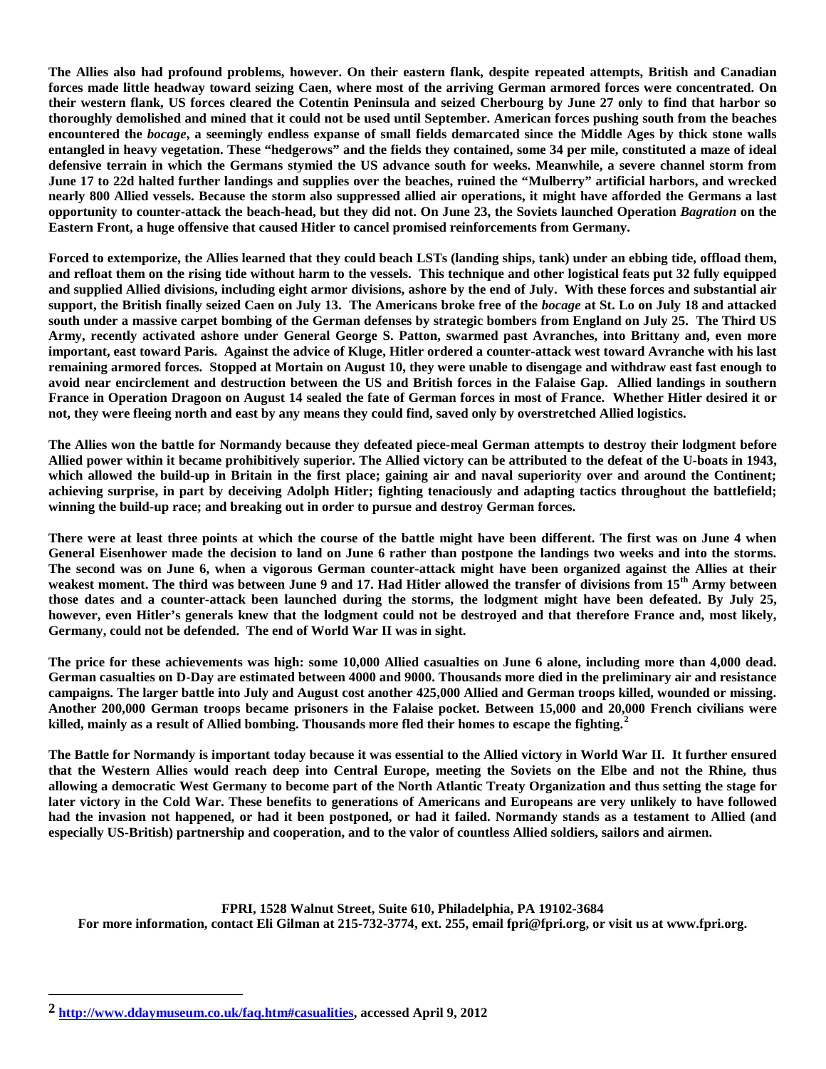**The Allies also had profound problems, however. On their eastern flank, despite repeated attempts, British and Canadian forces made little headway toward seizing Caen, where most of the arriving German armored forces were concentrated. On their western flank, US forces cleared the Cotentin Peninsula and seized Cherbourg by June 27 only to find that harbor so thoroughly demolished and mined that it could not be used until September. American forces pushing south from the beaches encountered the *bocage*, a seemingly endless expanse of small fields demarcated since the Middle Ages by thick stone walls entangled in heavy vegetation. These "hedgerows" and the fields they contained, some 34 per mile, constituted a maze of ideal defensive terrain in which the Germans stymied the US advance south for weeks. Meanwhile, a severe channel storm from June 17 to 22d halted further landings and supplies over the beaches, ruined the "Mulberry" artificial harbors, and wrecked nearly 800 Allied vessels. Because the storm also suppressed allied air operations, it might have afforded the Germans a last opportunity to counter-attack the beach-head, but they did not. On June 23, the Soviets launched Operation *Bagration* on the Eastern Front, a huge offensive that caused Hitler to cancel promised reinforcements from Germany.**

**Forced to extemporize, the Allies learned that they could beach LSTs (landing ships, tank) under an ebbing tide, offload them, and refloat them on the rising tide without harm to the vessels. This technique and other logistical feats put 32 fully equipped and supplied Allied divisions, including eight armor divisions, ashore by the end of July. With these forces and substantial air support, the British finally seized Caen on July 13. The Americans broke free of the *bocage* at St. Lo on July 18 and attacked south under a massive carpet bombing of the German defenses by strategic bombers from England on July 25. The Third US Army, recently activated ashore under General George S. Patton, swarmed past Avranches, into Brittany and, even more important, east toward Paris. Against the advice of Kluge, Hitler ordered a counter-attack west toward Avranche with his last remaining armored forces. Stopped at Mortain on August 10, they were unable to disengage and withdraw east fast enough to avoid near encirclement and destruction between the US and British forces in the Falaise Gap. Allied landings in southern France in Operation Dragoon on August 14 sealed the fate of German forces in most of France. Whether Hitler desired it or not, they were fleeing north and east by any means they could find, saved only by overstretched Allied logistics.**

**The Allies won the battle for Normandy because they defeated piece-meal German attempts to destroy their lodgment before Allied power within it became prohibitively superior. The Allied victory can be attributed to the defeat of the U-boats in 1943, which allowed the build-up in Britain in the first place; gaining air and naval superiority over and around the Continent; achieving surprise, in part by deceiving Adolph Hitler; fighting tenaciously and adapting tactics throughout the battlefield; winning the build-up race; and breaking out in order to pursue and destroy German forces.**

**There were at least three points at which the course of the battle might have been different. The first was on June 4 when General Eisenhower made the decision to land on June 6 rather than postpone the landings two weeks and into the storms. The second was on June 6, when a vigorous German counter-attack might have been organized against the Allies at their weakest moment. The third was between June 9 and 17. Had Hitler allowed the transfer of divisions from 15th Army between those dates and a counter-attack been launched during the storms, the lodgment might have been defeated. By July 25, however, even Hitler's generals knew that the lodgment could not be destroyed and that therefore France and, most likely, Germany, could not be defended. The end of World War II was in sight.**

**The price for these achievements was high: some 10,000 Allied casualties on June 6 alone, including more than 4,000 dead. German casualties on D-Day are estimated between 4000 and 9000. Thousands more died in the preliminary air and resistance campaigns. The larger battle into July and August cost another 425,000 Allied and German troops killed, wounded or missing. Another 200,000 German troops became prisoners in the Falaise pocket. Between 15,000 and 20,000 French civilians were killed, mainly as a result of Allied bombing. Thousands more fled their homes to escape the fighting.[2]**

**The Battle for Normandy is important today because it was essential to the Allied victory in World War II. It further ensured that the Western Allies would reach deep into Central Europe, meeting the Soviets on the Elbe and not the Rhine, thus allowing a democratic West Germany to become part of the North Atlantic Treaty Organization and thus setting the stage for later victory in the Cold War. These benefits to generations of Americans and Europeans are very unlikely to have followed had the invasion not happened, or had it been postponed, or had it failed. Normandy stands as a testament to Allied (and especially US-British) partnership and cooperation, and to the valor of countless Allied soldiers, sailors and airmen.**

**FPRI, 1528 Walnut Street, Suite 610, Philadelphia, PA 19102-3684**
**For more information, contact Eli Gilman at 215-732-3774, ext. 255, email fpri@fpri.org, or visit us at www.fpri.org.**

---

[2] **http://www.ddaymuseum.co.uk/faq.htm#casualities, accessed April 9, 2012**